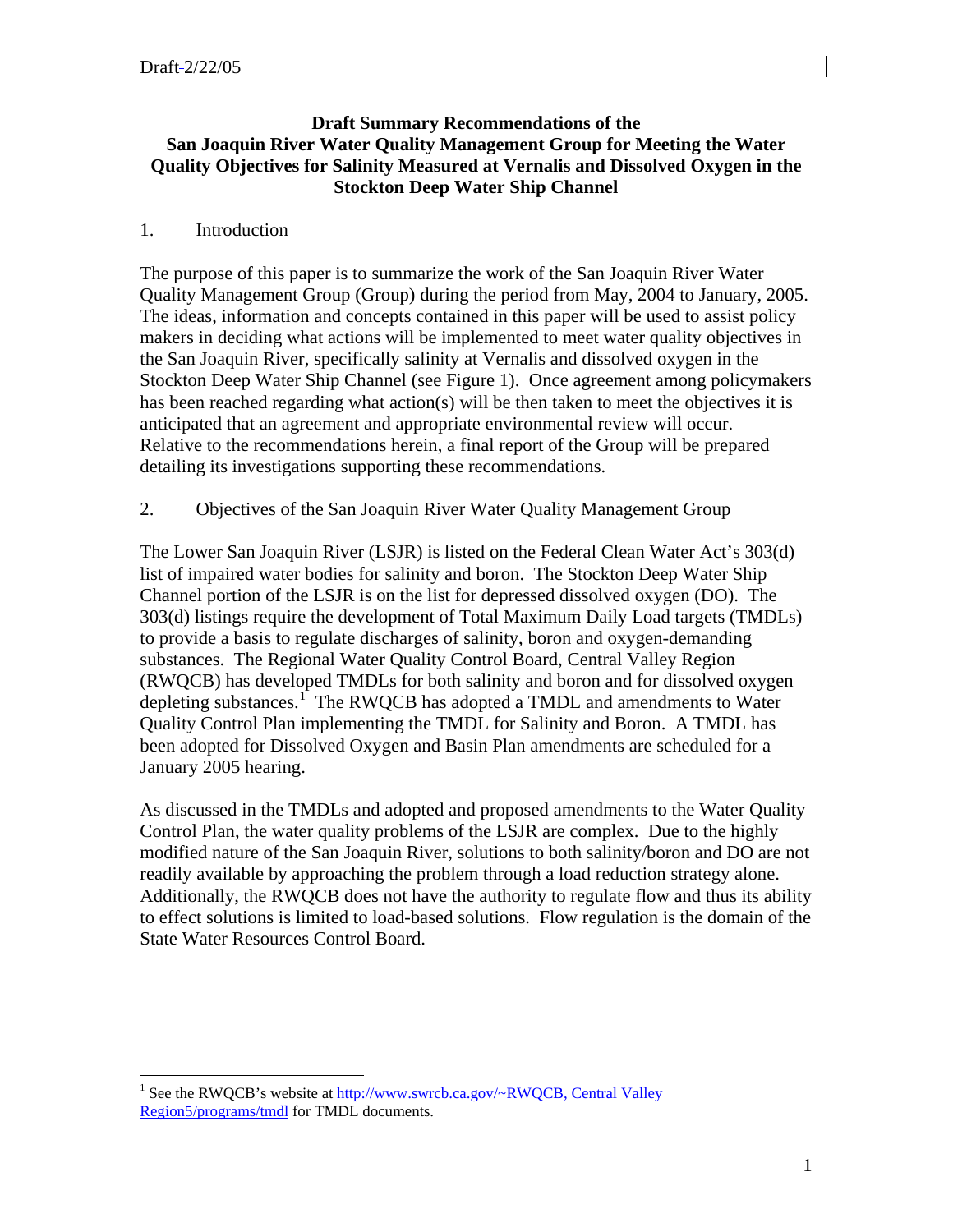Draft-2/22/05

**Draft Summary Recommendations of the San Joaquin River Water Quality Management Group for Meeting the Water Quality Objectives for Salinity Measured at Vernalis and Dissolved Oxygen in the Stockton Deep Water Ship Channel**

## 1. Introduction

The purpose of this paper is to summarize the work of the San Joaquin River Water Quality Management Group (Group) during the period from May, 2004 to January, 2005. The ideas, information and concepts contained in this paper will be used to assist policy makers in deciding what actions will be implemented to meet water quality objectives in the San Joaquin River, specifically salinity at Vernalis and dissolved oxygen in the Stockton Deep Water Ship Channel (see Figure 1). Once agreement among policymakers has been reached regarding what action(s) will be then taken to meet the objectives it is anticipated that an agreement and appropriate environmental review will occur. Relative to the recommendations herein, a final report of the Group will be prepared detailing its investigations supporting these recommendations.

## 2. Objectives of the San Joaquin River Water Quality Management Group

The Lower San Joaquin River (LSJR) is listed on the Federal Clean Water Act's 303(d) list of impaired water bodies for salinity and boron. The Stockton Deep Water Ship Channel portion of the LSJR is on the list for depressed dissolved oxygen (DO). The 303(d) listings require the development of Total Maximum Daily Load targets (TMDLs) to provide a basis to regulate discharges of salinity, boron and oxygen-demanding substances. The Regional Water Quality Control Board, Central Valley Region (RWQCB) has developed TMDLs for both salinity and boron and for dissolved oxygen depleting substances.[1] The RWQCB has adopted a TMDL and amendments to Water Quality Control Plan implementing the TMDL for Salinity and Boron. A TMDL has been adopted for Dissolved Oxygen and Basin Plan amendments are scheduled for a January 2005 hearing.

As discussed in the TMDLs and adopted and proposed amendments to the Water Quality Control Plan, the water quality problems of the LSJR are complex. Due to the highly modified nature of the San Joaquin River, solutions to both salinity/boron and DO are not readily available by approaching the problem through a load reduction strategy alone. Additionally, the RWQCB does not have the authority to regulate flow and thus its ability to effect solutions is limited to load-based solutions. Flow regulation is the domain of the State Water Resources Control Board.

[1] See the RWQCB's website at http://www.swrcb.ca.gov/~RWQCB, Central Valley Region5/programs/tmdl for TMDL documents.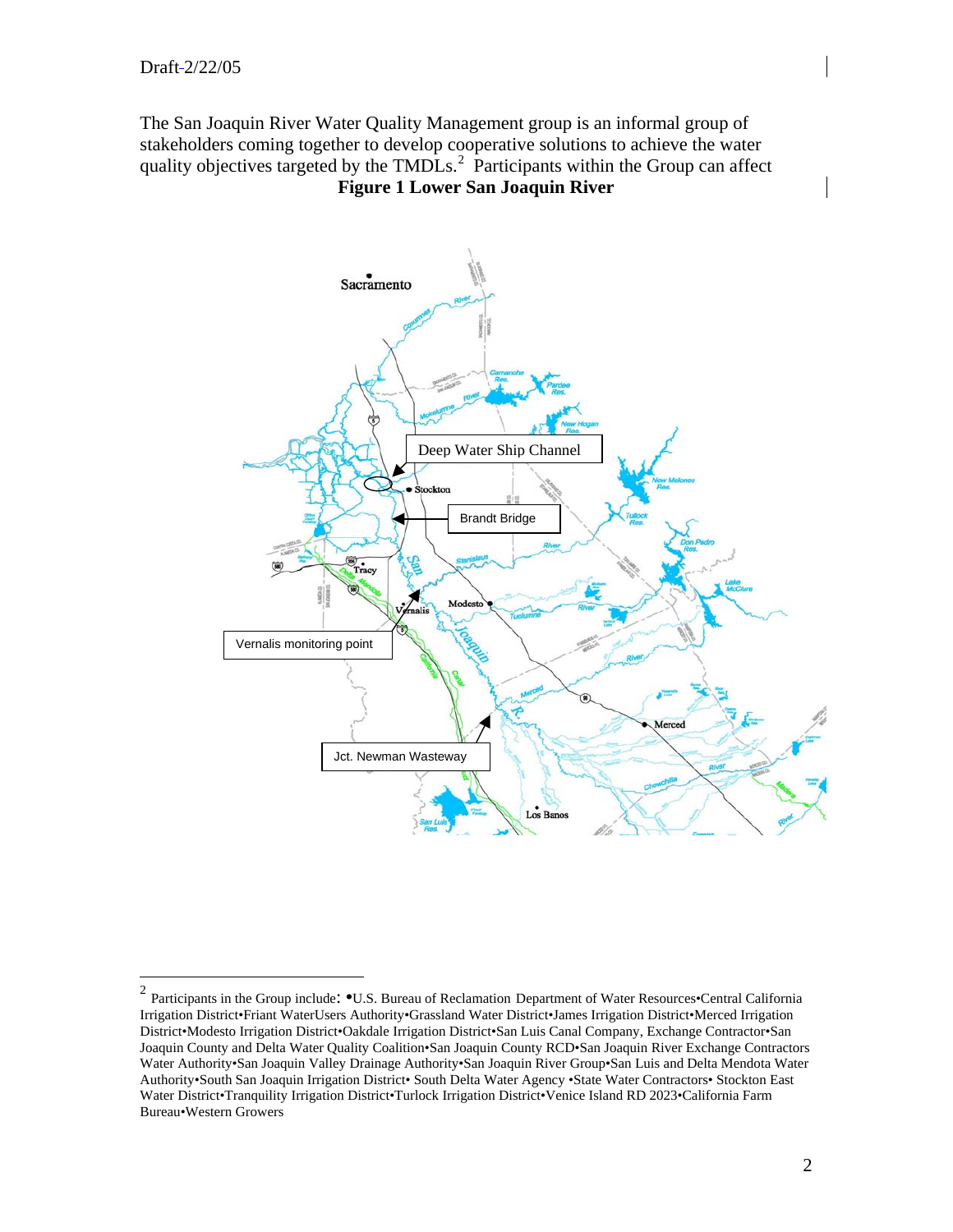The San Joaquin River Water Quality Management group is an informal group of stakeholders coming together to develop cooperative solutions to achieve the water quality objectives targeted by the TMDLs.[2] Participants within the Group can affect

**Figure 1 Lower San Joaquin River**

---

[2] Participants in the Group include: •U.S. Bureau of Reclamation Department of Water Resources•Central California Irrigation District•Friant WaterUsers Authority•Grassland Water District•James Irrigation District•Merced Irrigation District•Modesto Irrigation District•Oakdale Irrigation District•San Luis Canal Company, Exchange Contractor•San Joaquin County and Delta Water Quality Coalition•San Joaquin County RCD•San Joaquin River Exchange Contractors Water Authority•San Joaquin Valley Drainage Authority•San Joaquin River Group•San Luis and Delta Mendota Water Authority•South San Joaquin Irrigation District• South Delta Water Agency •State Water Contractors• Stockton East Water District•Tranquility Irrigation District•Turlock Irrigation District•Venice Island RD 2023•California Farm Bureau•Western Growers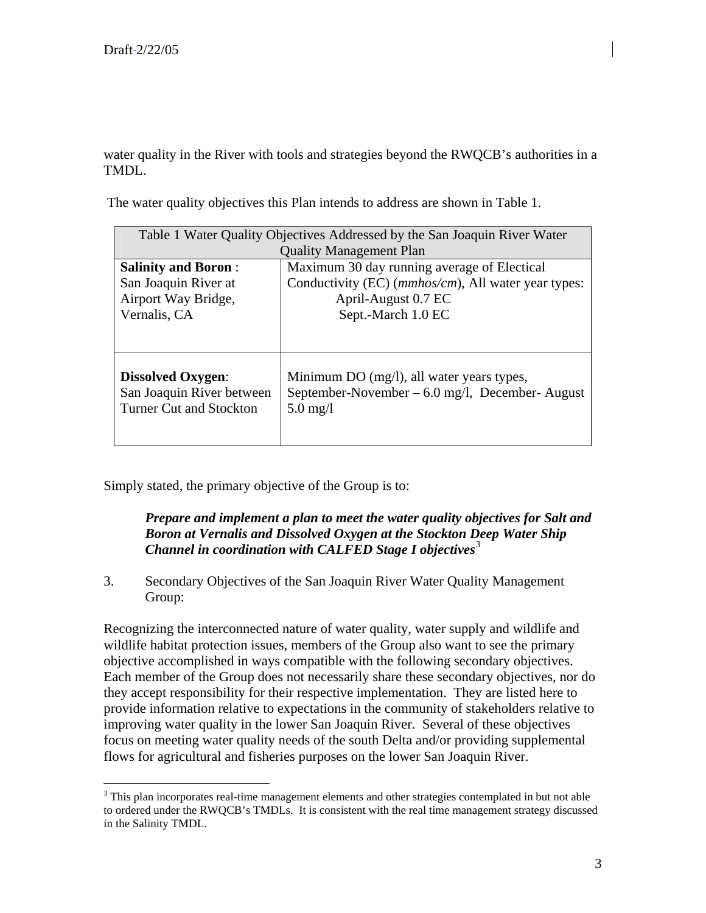water quality in the River with tools and strategies beyond the RWQCB's authorities in a TMDL.

The water quality objectives this Plan intends to address are shown in Table 1.

| Table 1 Water Quality Objectives Addressed by the San Joaquin River Water Quality Management Plan | |
|---|---|
| **Salinity and Boron** : San Joaquin River at Airport Way Bridge, Vernalis, CA | Maximum 30 day running average of Electical Conductivity (EC) (*mmhos/cm*), All water year types: April-August 0.7 EC Sept.-March 1.0 EC |
| **Dissolved Oxygen**: San Joaquin River between Turner Cut and Stockton | Minimum DO (mg/l), all water years types, September-November – 6.0 mg/l, December- August 5.0 mg/l |

Simply stated, the primary objective of the Group is to:

> ***Prepare and implement a plan to meet the water quality objectives for Salt and Boron at Vernalis and Dissolved Oxygen at the Stockton Deep Water Ship Channel in coordination with CALFED Stage I objectives***[3]

3. Secondary Objectives of the San Joaquin River Water Quality Management Group:

Recognizing the interconnected nature of water quality, water supply and wildlife and wildlife habitat protection issues, members of the Group also want to see the primary objective accomplished in ways compatible with the following secondary objectives. Each member of the Group does not necessarily share these secondary objectives, nor do they accept responsibility for their respective implementation. They are listed here to provide information relative to expectations in the community of stakeholders relative to improving water quality in the lower San Joaquin River. Several of these objectives focus on meeting water quality needs of the south Delta and/or providing supplemental flows for agricultural and fisheries purposes on the lower San Joaquin River.

---

[3] This plan incorporates real-time management elements and other strategies contemplated in but not able to ordered under the RWQCB's TMDLs. It is consistent with the real time management strategy discussed in the Salinity TMDL.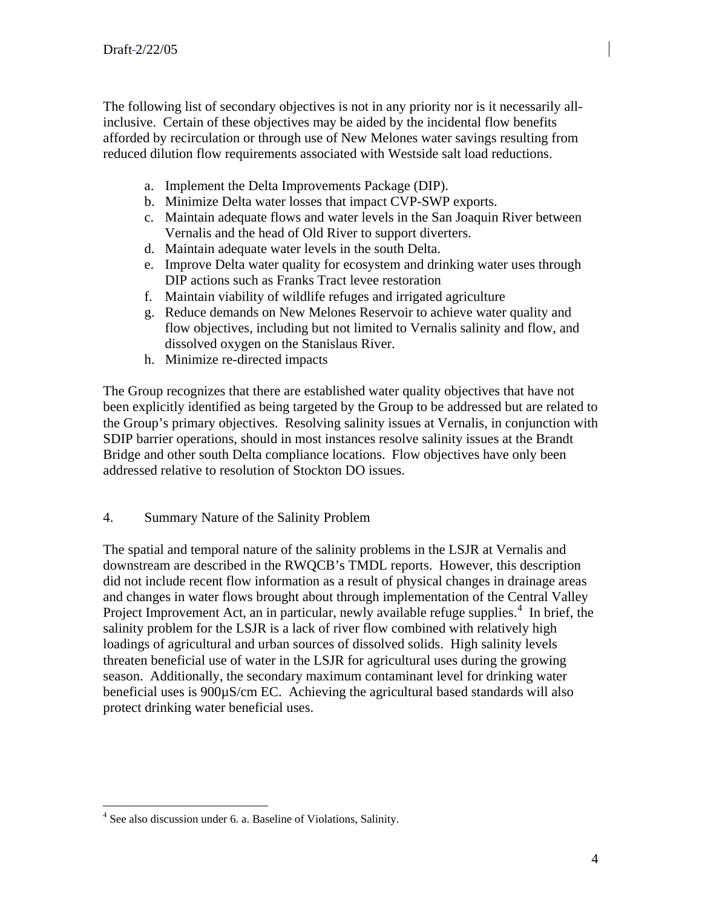The following list of secondary objectives is not in any priority nor is it necessarily all-inclusive. Certain of these objectives may be aided by the incidental flow benefits afforded by recirculation or through use of New Melones water savings resulting from reduced dilution flow requirements associated with Westside salt load reductions.

a. Implement the Delta Improvements Package (DIP).
b. Minimize Delta water losses that impact CVP-SWP exports.
c. Maintain adequate flows and water levels in the San Joaquin River between Vernalis and the head of Old River to support diverters.
d. Maintain adequate water levels in the south Delta.
e. Improve Delta water quality for ecosystem and drinking water uses through DIP actions such as Franks Tract levee restoration
f. Maintain viability of wildlife refuges and irrigated agriculture
g. Reduce demands on New Melones Reservoir to achieve water quality and flow objectives, including but not limited to Vernalis salinity and flow, and dissolved oxygen on the Stanislaus River.
h. Minimize re-directed impacts

The Group recognizes that there are established water quality objectives that have not been explicitly identified as being targeted by the Group to be addressed but are related to the Group's primary objectives. Resolving salinity issues at Vernalis, in conjunction with SDIP barrier operations, should in most instances resolve salinity issues at the Brandt Bridge and other south Delta compliance locations. Flow objectives have only been addressed relative to resolution of Stockton DO issues.

## 4. Summary Nature of the Salinity Problem

The spatial and temporal nature of the salinity problems in the LSJR at Vernalis and downstream are described in the RWQCB's TMDL reports. However, this description did not include recent flow information as a result of physical changes in drainage areas and changes in water flows brought about through implementation of the Central Valley Project Improvement Act, an in particular, newly available refuge supplies.[4] In brief, the salinity problem for the LSJR is a lack of river flow combined with relatively high loadings of agricultural and urban sources of dissolved solids. High salinity levels threaten beneficial use of water in the LSJR for agricultural uses during the growing season. Additionally, the secondary maximum contaminant level for drinking water beneficial uses is 900µS/cm EC. Achieving the agricultural based standards will also protect drinking water beneficial uses.

[4] See also discussion under 6. a. Baseline of Violations, Salinity.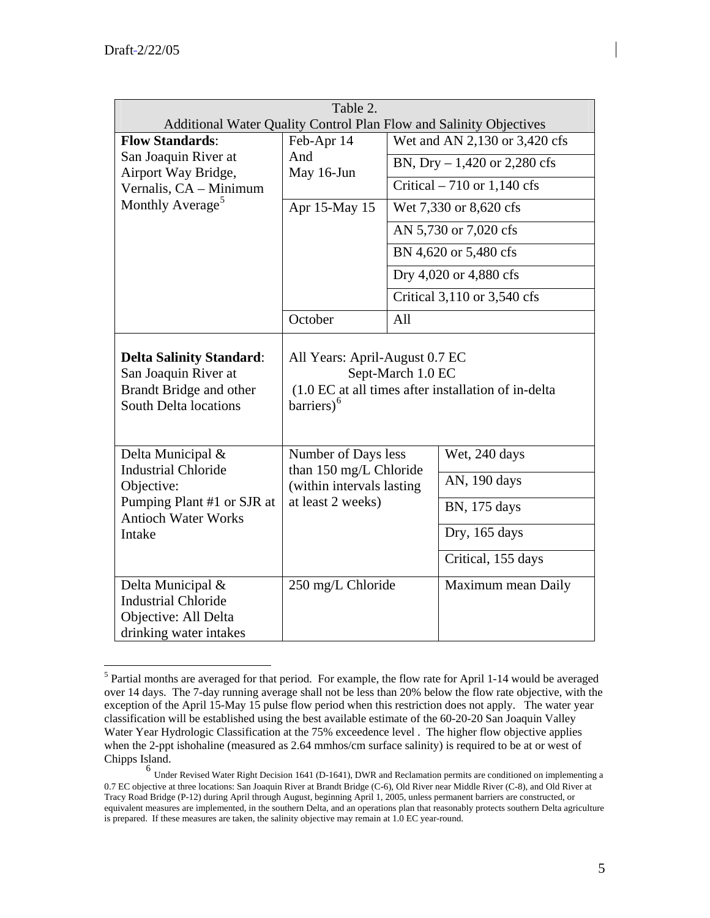Draft-2/22/05

| Table 2. Additional Water Quality Control Plan Flow and Salinity Objectives | | |
|---|---|---|
| **Flow Standards**: San Joaquin River at Airport Way Bridge, Vernalis, CA – Minimum Monthly Average[5] | Feb-Apr 14 And May 16-Jun | Wet and AN 2,130 or 3,420 cfs |
| | | BN, Dry – 1,420 or 2,280 cfs |
| | | Critical – 710 or 1,140 cfs |
| | Apr 15-May 15 | Wet 7,330 or 8,620 cfs |
| | | AN 5,730 or 7,020 cfs |
| | | BN 4,620 or 5,480 cfs |
| | | Dry 4,020 or 4,880 cfs |
| | | Critical 3,110 or 3,540 cfs |
| | October | All |
| **Delta Salinity Standard**: San Joaquin River at Brandt Bridge and other South Delta locations | All Years: April-August 0.7 EC<br>Sept-March 1.0 EC<br>(1.0 EC at all times after installation of in-delta barriers)[6] | |
| Delta Municipal & Industrial Chloride Objective: Pumping Plant #1 or SJR at Antioch Water Works Intake | Number of Days less than 150 mg/L Chloride (within intervals lasting at least 2 weeks) | Wet, 240 days |
| | | AN, 190 days |
| | | BN, 175 days |
| | | Dry, 165 days |
| | | Critical, 155 days |
| Delta Municipal & Industrial Chloride Objective: All Delta drinking water intakes | 250 mg/L Chloride | Maximum mean Daily |

[5] Partial months are averaged for that period. For example, the flow rate for April 1-14 would be averaged over 14 days. The 7-day running average shall not be less than 20% below the flow rate objective, with the exception of the April 15-May 15 pulse flow period when this restriction does not apply. The water year classification will be established using the best available estimate of the 60-20-20 San Joaquin Valley Water Year Hydrologic Classification at the 75% exceedence level . The higher flow objective applies when the 2-ppt ishohaline (measured as 2.64 mmhos/cm surface salinity) is required to be at or west of Chipps Island.

[6] Under Revised Water Right Decision 1641 (D-1641), DWR and Reclamation permits are conditioned on implementing a 0.7 EC objective at three locations: San Joaquin River at Brandt Bridge (C-6), Old River near Middle River (C-8), and Old River at Tracy Road Bridge (P-12) during April through August, beginning April 1, 2005, unless permanent barriers are constructed, or equivalent measures are implemented, in the southern Delta, and an operations plan that reasonably protects southern Delta agriculture is prepared. If these measures are taken, the salinity objective may remain at 1.0 EC year-round.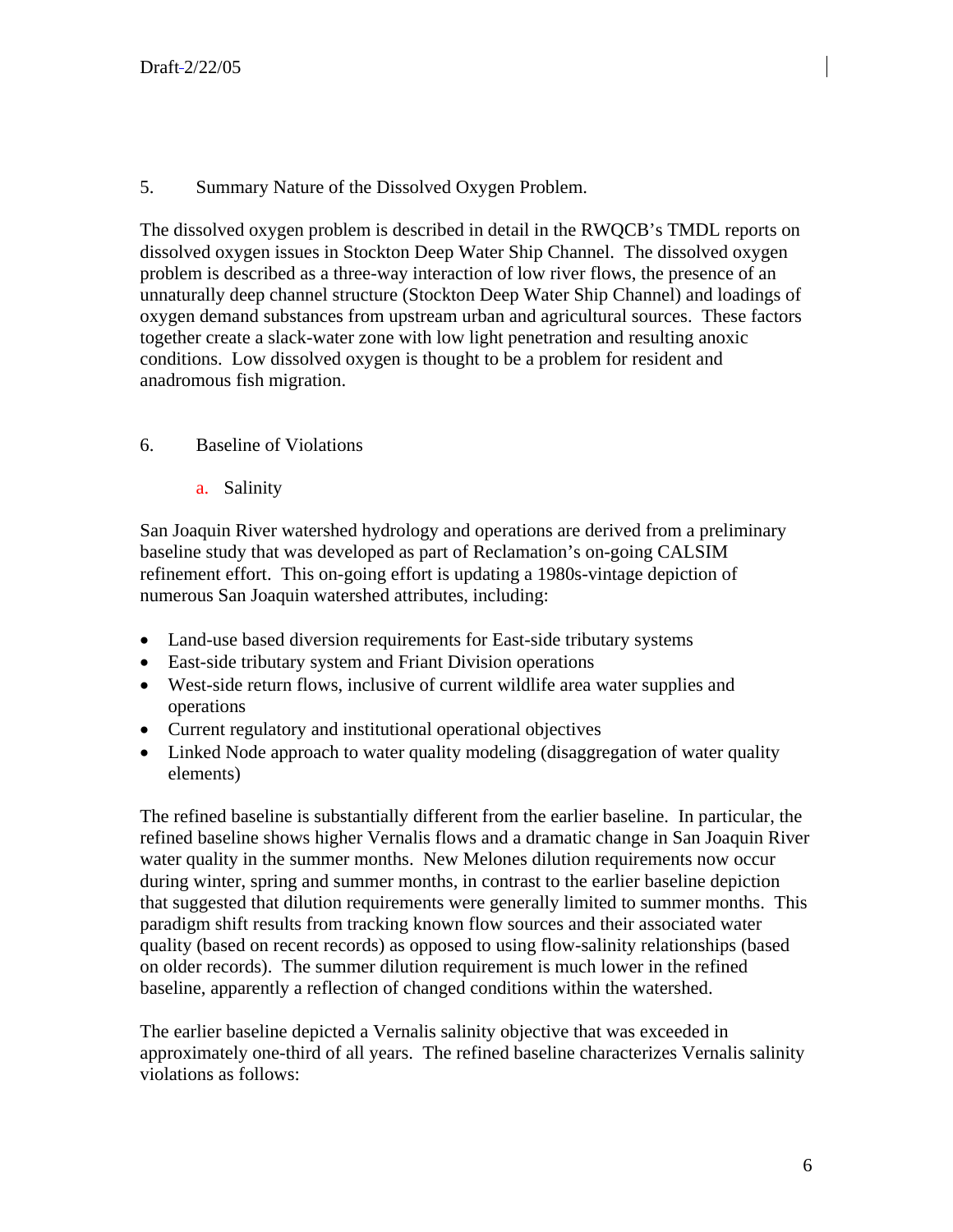5. Summary Nature of the Dissolved Oxygen Problem.

The dissolved oxygen problem is described in detail in the RWQCB's TMDL reports on dissolved oxygen issues in Stockton Deep Water Ship Channel. The dissolved oxygen problem is described as a three-way interaction of low river flows, the presence of an unnaturally deep channel structure (Stockton Deep Water Ship Channel) and loadings of oxygen demand substances from upstream urban and agricultural sources. These factors together create a slack-water zone with low light penetration and resulting anoxic conditions. Low dissolved oxygen is thought to be a problem for resident and anadromous fish migration.

6. Baseline of Violations

a. Salinity

San Joaquin River watershed hydrology and operations are derived from a preliminary baseline study that was developed as part of Reclamation's on-going CALSIM refinement effort. This on-going effort is updating a 1980s-vintage depiction of numerous San Joaquin watershed attributes, including:

- Land-use based diversion requirements for East-side tributary systems
- East-side tributary system and Friant Division operations
- West-side return flows, inclusive of current wildlife area water supplies and operations
- Current regulatory and institutional operational objectives
- Linked Node approach to water quality modeling (disaggregation of water quality elements)

The refined baseline is substantially different from the earlier baseline. In particular, the refined baseline shows higher Vernalis flows and a dramatic change in San Joaquin River water quality in the summer months. New Melones dilution requirements now occur during winter, spring and summer months, in contrast to the earlier baseline depiction that suggested that dilution requirements were generally limited to summer months. This paradigm shift results from tracking known flow sources and their associated water quality (based on recent records) as opposed to using flow-salinity relationships (based on older records). The summer dilution requirement is much lower in the refined baseline, apparently a reflection of changed conditions within the watershed.

The earlier baseline depicted a Vernalis salinity objective that was exceeded in approximately one-third of all years. The refined baseline characterizes Vernalis salinity violations as follows: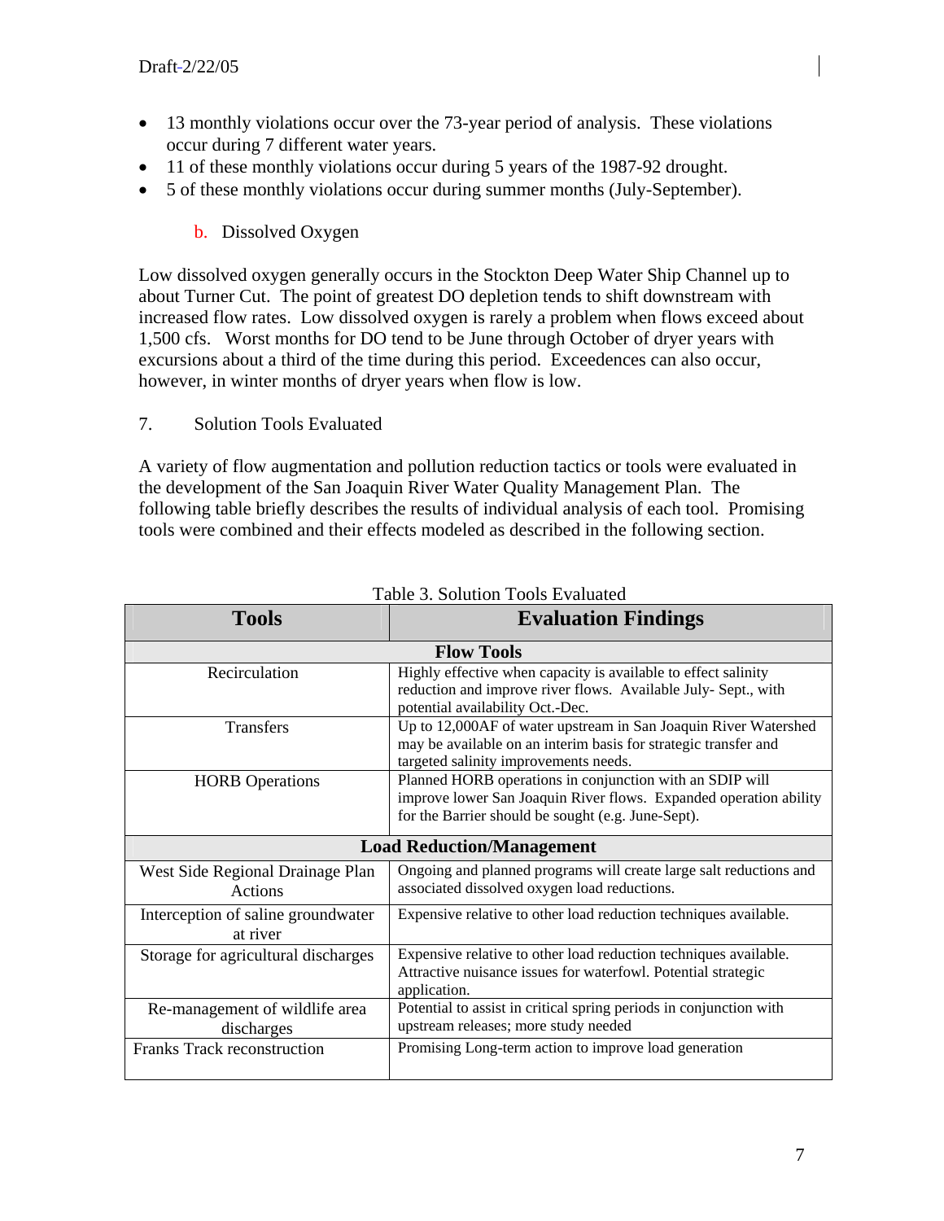- 13 monthly violations occur over the 73-year period of analysis. These violations occur during 7 different water years.
- 11 of these monthly violations occur during 5 years of the 1987-92 drought.
- 5 of these monthly violations occur during summer months (July-September).

### b. Dissolved Oxygen

Low dissolved oxygen generally occurs in the Stockton Deep Water Ship Channel up to about Turner Cut. The point of greatest DO depletion tends to shift downstream with increased flow rates. Low dissolved oxygen is rarely a problem when flows exceed about 1,500 cfs. Worst months for DO tend to be June through October of dryer years with excursions about a third of the time during this period. Exceedences can also occur, however, in winter months of dryer years when flow is low.

## 7. Solution Tools Evaluated

A variety of flow augmentation and pollution reduction tactics or tools were evaluated in the development of the San Joaquin River Water Quality Management Plan. The following table briefly describes the results of individual analysis of each tool. Promising tools were combined and their effects modeled as described in the following section.

Table 3. Solution Tools Evaluated

| Tools | Evaluation Findings |
|---|---|
| **Flow Tools** | |
| Recirculation | Highly effective when capacity is available to effect salinity reduction and improve river flows. Available July- Sept., with potential availability Oct.-Dec. |
| Transfers | Up to 12,000AF of water upstream in San Joaquin River Watershed may be available on an interim basis for strategic transfer and targeted salinity improvements needs. |
| HORB Operations | Planned HORB operations in conjunction with an SDIP will improve lower San Joaquin River flows. Expanded operation ability for the Barrier should be sought (e.g. June-Sept). |
| **Load Reduction/Management** | |
| West Side Regional Drainage Plan Actions | Ongoing and planned programs will create large salt reductions and associated dissolved oxygen load reductions. |
| Interception of saline groundwater at river | Expensive relative to other load reduction techniques available. |
| Storage for agricultural discharges | Expensive relative to other load reduction techniques available. Attractive nuisance issues for waterfowl. Potential strategic application. |
| Re-management of wildlife area discharges | Potential to assist in critical spring periods in conjunction with upstream releases; more study needed |
| Franks Track reconstruction | Promising Long-term action to improve load generation |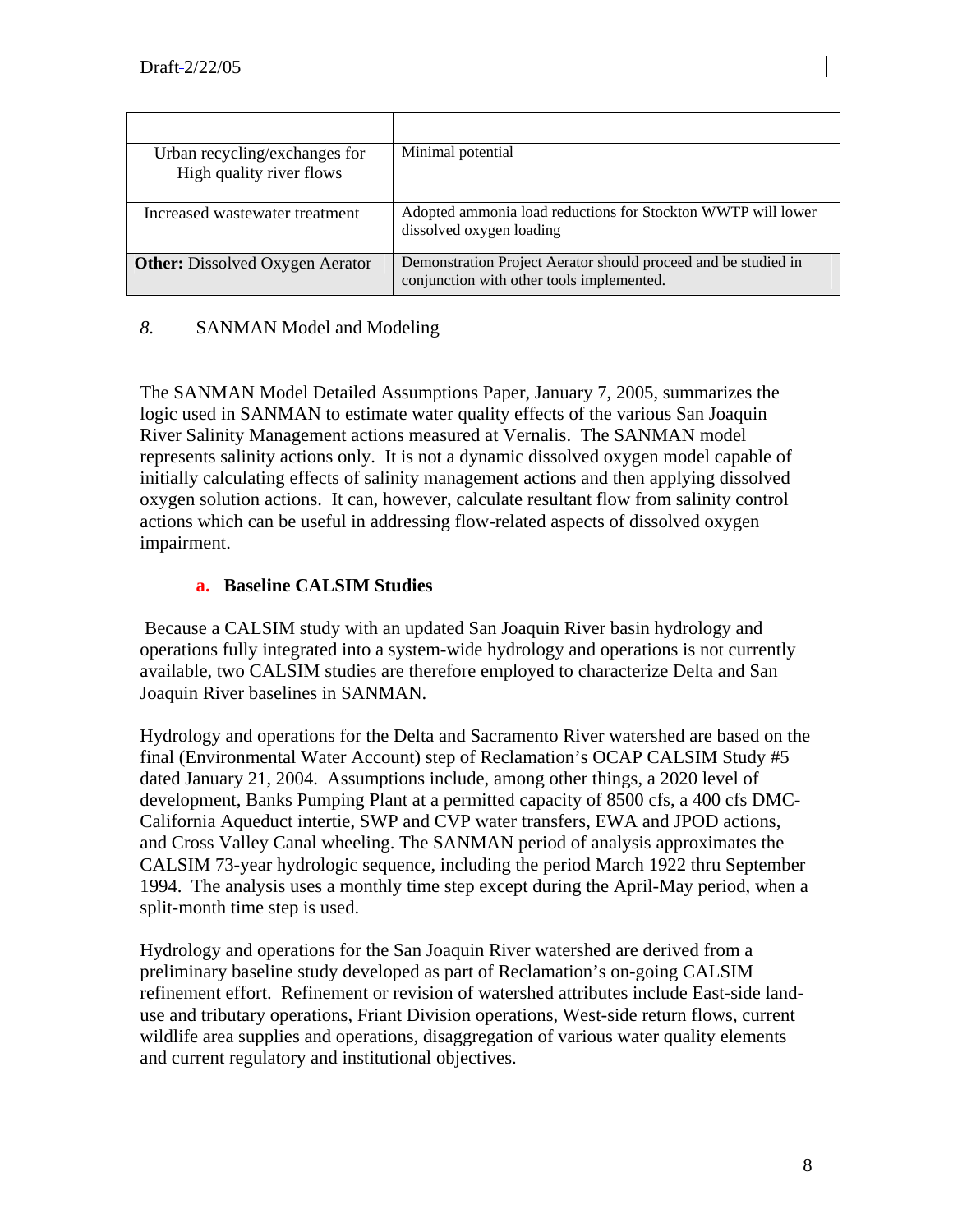| | |
|---|---|
| Urban recycling/exchanges for High quality river flows | Minimal potential |
| Increased wastewater treatment | Adopted ammonia load reductions for Stockton WWTP will lower dissolved oxygen loading |
| **Other:** Dissolved Oxygen Aerator | Demonstration Project Aerator should proceed and be studied in conjunction with other tools implemented. |

## *8.* SANMAN Model and Modeling

The SANMAN Model Detailed Assumptions Paper, January 7, 2005, summarizes the logic used in SANMAN to estimate water quality effects of the various San Joaquin River Salinity Management actions measured at Vernalis. The SANMAN model represents salinity actions only. It is not a dynamic dissolved oxygen model capable of initially calculating effects of salinity management actions and then applying dissolved oxygen solution actions. It can, however, calculate resultant flow from salinity control actions which can be useful in addressing flow-related aspects of dissolved oxygen impairment.

### a. Baseline CALSIM Studies

Because a CALSIM study with an updated San Joaquin River basin hydrology and operations fully integrated into a system-wide hydrology and operations is not currently available, two CALSIM studies are therefore employed to characterize Delta and San Joaquin River baselines in SANMAN.

Hydrology and operations for the Delta and Sacramento River watershed are based on the final (Environmental Water Account) step of Reclamation's OCAP CALSIM Study #5 dated January 21, 2004. Assumptions include, among other things, a 2020 level of development, Banks Pumping Plant at a permitted capacity of 8500 cfs, a 400 cfs DMC-California Aqueduct intertie, SWP and CVP water transfers, EWA and JPOD actions, and Cross Valley Canal wheeling. The SANMAN period of analysis approximates the CALSIM 73-year hydrologic sequence, including the period March 1922 thru September 1994. The analysis uses a monthly time step except during the April-May period, when a split-month time step is used.

Hydrology and operations for the San Joaquin River watershed are derived from a preliminary baseline study developed as part of Reclamation's on-going CALSIM refinement effort. Refinement or revision of watershed attributes include East-side land-use and tributary operations, Friant Division operations, West-side return flows, current wildlife area supplies and operations, disaggregation of various water quality elements and current regulatory and institutional objectives.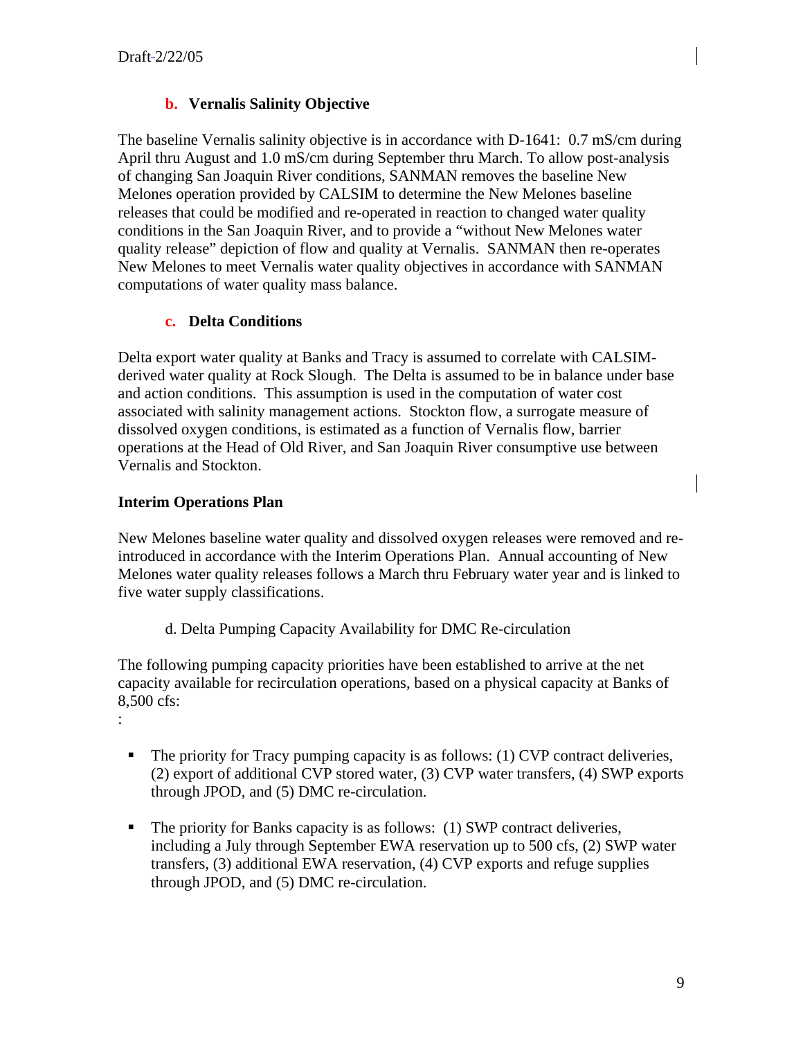### b. Vernalis Salinity Objective

The baseline Vernalis salinity objective is in accordance with D-1641: 0.7 mS/cm during April thru August and 1.0 mS/cm during September thru March. To allow post-analysis of changing San Joaquin River conditions, SANMAN removes the baseline New Melones operation provided by CALSIM to determine the New Melones baseline releases that could be modified and re-operated in reaction to changed water quality conditions in the San Joaquin River, and to provide a "without New Melones water quality release" depiction of flow and quality at Vernalis. SANMAN then re-operates New Melones to meet Vernalis water quality objectives in accordance with SANMAN computations of water quality mass balance.

### c. Delta Conditions

Delta export water quality at Banks and Tracy is assumed to correlate with CALSIM-derived water quality at Rock Slough. The Delta is assumed to be in balance under base and action conditions. This assumption is used in the computation of water cost associated with salinity management actions. Stockton flow, a surrogate measure of dissolved oxygen conditions, is estimated as a function of Vernalis flow, barrier operations at the Head of Old River, and San Joaquin River consumptive use between Vernalis and Stockton.

**Interim Operations Plan**

New Melones baseline water quality and dissolved oxygen releases were removed and re-introduced in accordance with the Interim Operations Plan. Annual accounting of New Melones water quality releases follows a March thru February water year and is linked to five water supply classifications.

d. Delta Pumping Capacity Availability for DMC Re-circulation

The following pumping capacity priorities have been established to arrive at the net capacity available for recirculation operations, based on a physical capacity at Banks of 8,500 cfs:

:

- The priority for Tracy pumping capacity is as follows: (1) CVP contract deliveries, (2) export of additional CVP stored water, (3) CVP water transfers, (4) SWP exports through JPOD, and (5) DMC re-circulation.

- The priority for Banks capacity is as follows: (1) SWP contract deliveries, including a July through September EWA reservation up to 500 cfs, (2) SWP water transfers, (3) additional EWA reservation, (4) CVP exports and refuge supplies through JPOD, and (5) DMC re-circulation.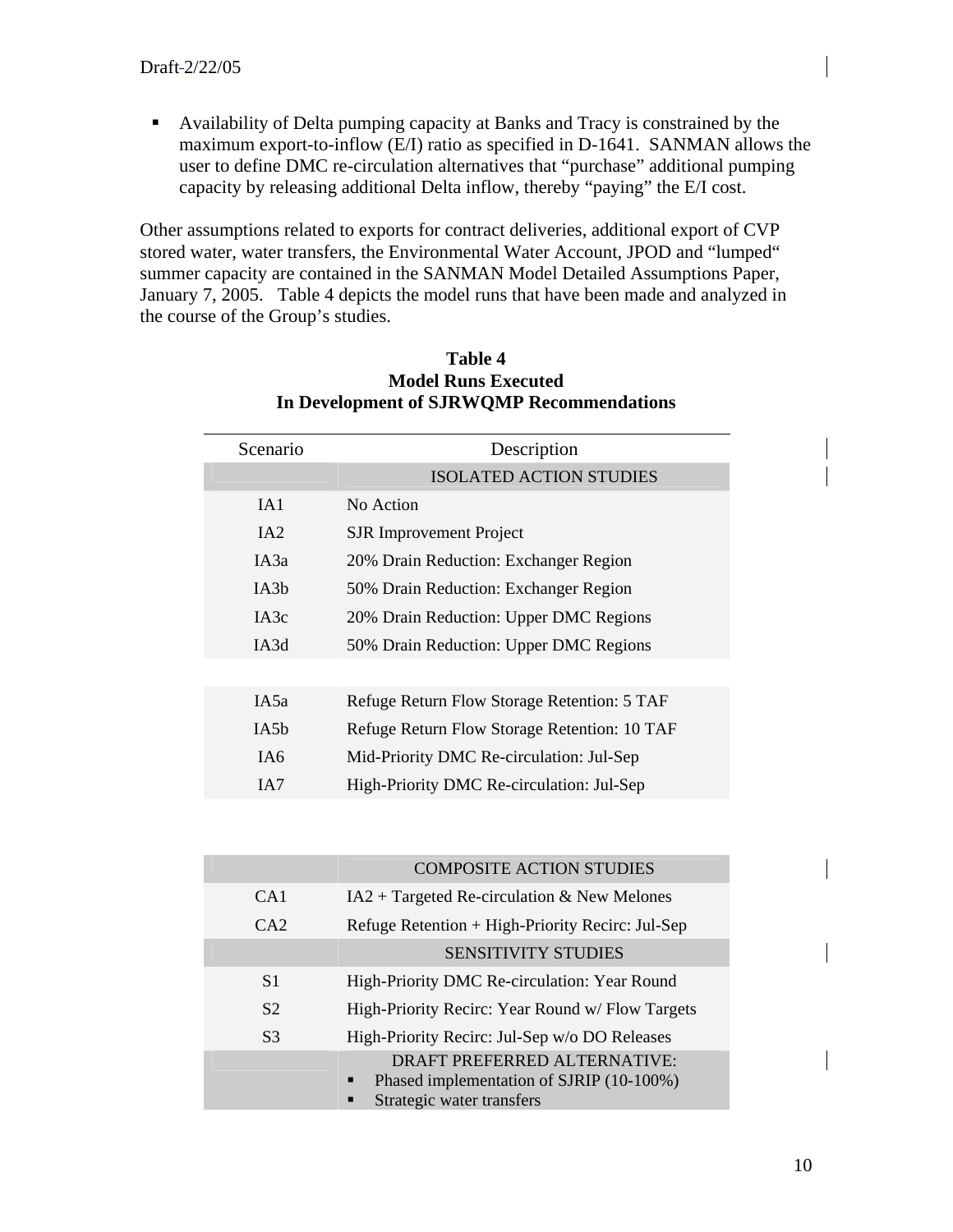- Availability of Delta pumping capacity at Banks and Tracy is constrained by the maximum export-to-inflow (E/I) ratio as specified in D-1641. SANMAN allows the user to define DMC re-circulation alternatives that "purchase" additional pumping capacity by releasing additional Delta inflow, thereby "paying" the E/I cost.

Other assumptions related to exports for contract deliveries, additional export of CVP stored water, water transfers, the Environmental Water Account, JPOD and "lumped" summer capacity are contained in the SANMAN Model Detailed Assumptions Paper, January 7, 2005. Table 4 depicts the model runs that have been made and analyzed in the course of the Group's studies.

**Table 4**
**Model Runs Executed**
**In Development of SJRWQMP Recommendations**

| Scenario | Description |
|---|---|
| | ISOLATED ACTION STUDIES |
| IA1 | No Action |
| IA2 | SJR Improvement Project |
| IA3a | 20% Drain Reduction: Exchanger Region |
| IA3b | 50% Drain Reduction: Exchanger Region |
| IA3c | 20% Drain Reduction: Upper DMC Regions |
| IA3d | 50% Drain Reduction: Upper DMC Regions |
| | |
| IA5a | Refuge Return Flow Storage Retention: 5 TAF |
| IA5b | Refuge Return Flow Storage Retention: 10 TAF |
| IA6 | Mid-Priority DMC Re-circulation: Jul-Sep |
| IA7 | High-Priority DMC Re-circulation: Jul-Sep |
| | |
| | COMPOSITE ACTION STUDIES |
| CA1 | IA2 + Targeted Re-circulation & New Melones |
| CA2 | Refuge Retention + High-Priority Recirc: Jul-Sep |
| | SENSITIVITY STUDIES |
| S1 | High-Priority DMC Re-circulation: Year Round |
| S2 | High-Priority Recirc: Year Round w/ Flow Targets |
| S3 | High-Priority Recirc: Jul-Sep w/o DO Releases |
| | DRAFT PREFERRED ALTERNATIVE: <br> ▪ Phased implementation of SJRIP (10-100%) <br> ▪ Strategic water transfers |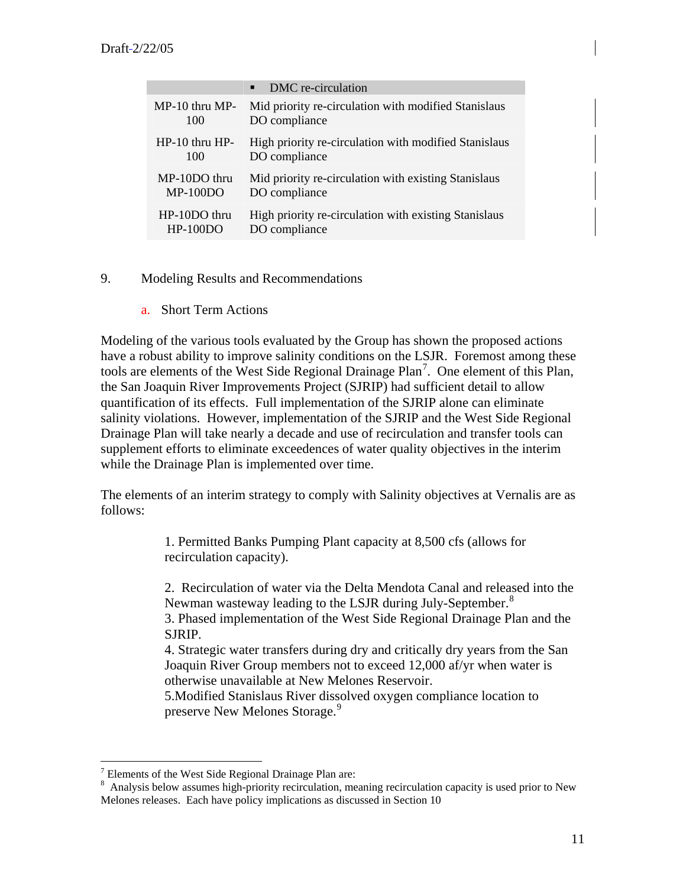| | ▪ DMC re-circulation |
|---|---|
| MP-10 thru MP-100 | Mid priority re-circulation with modified Stanislaus DO compliance |
| HP-10 thru HP-100 | High priority re-circulation with modified Stanislaus DO compliance |
| MP-10DO thru MP-100DO | Mid priority re-circulation with existing Stanislaus DO compliance |
| HP-10DO thru HP-100DO | High priority re-circulation with existing Stanislaus DO compliance |

9. Modeling Results and Recommendations

a. Short Term Actions

Modeling of the various tools evaluated by the Group has shown the proposed actions have a robust ability to improve salinity conditions on the LSJR. Foremost among these tools are elements of the West Side Regional Drainage Plan[7]. One element of this Plan, the San Joaquin River Improvements Project (SJRIP) had sufficient detail to allow quantification of its effects. Full implementation of the SJRIP alone can eliminate salinity violations. However, implementation of the SJRIP and the West Side Regional Drainage Plan will take nearly a decade and use of recirculation and transfer tools can supplement efforts to eliminate exceedences of water quality objectives in the interim while the Drainage Plan is implemented over time.

The elements of an interim strategy to comply with Salinity objectives at Vernalis are as follows:

1. Permitted Banks Pumping Plant capacity at 8,500 cfs (allows for recirculation capacity).

2. Recirculation of water via the Delta Mendota Canal and released into the Newman wasteway leading to the LSJR during July-September.[8]
3. Phased implementation of the West Side Regional Drainage Plan and the SJRIP.
4. Strategic water transfers during dry and critically dry years from the San Joaquin River Group members not to exceed 12,000 af/yr when water is otherwise unavailable at New Melones Reservoir.
5. Modified Stanislaus River dissolved oxygen compliance location to preserve New Melones Storage.[9]

---

[7] Elements of the West Side Regional Drainage Plan are:
[8] Analysis below assumes high-priority recirculation, meaning recirculation capacity is used prior to New Melones releases. Each have policy implications as discussed in Section 10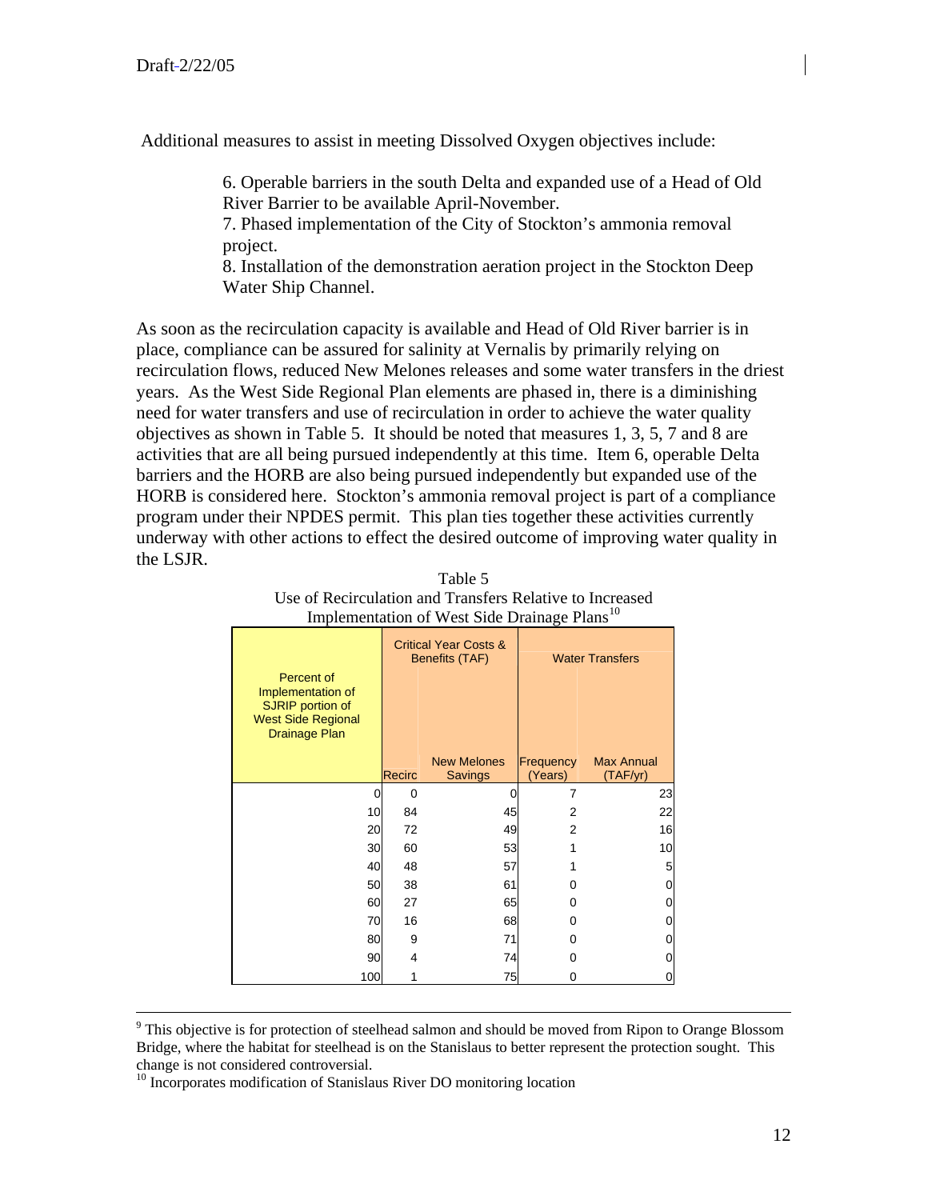Additional measures to assist in meeting Dissolved Oxygen objectives include:

> 6. Operable barriers in the south Delta and expanded use of a Head of Old River Barrier to be available April-November.
> 7. Phased implementation of the City of Stockton's ammonia removal project.
> 8. Installation of the demonstration aeration project in the Stockton Deep Water Ship Channel.

As soon as the recirculation capacity is available and Head of Old River barrier is in place, compliance can be assured for salinity at Vernalis by primarily relying on recirculation flows, reduced New Melones releases and some water transfers in the driest years. As the West Side Regional Plan elements are phased in, there is a diminishing need for water transfers and use of recirculation in order to achieve the water quality objectives as shown in Table 5. It should be noted that measures 1, 3, 5, 7 and 8 are activities that are all being pursued independently at this time. Item 6, operable Delta barriers and the HORB are also being pursued independently but expanded use of the HORB is considered here. Stockton's ammonia removal project is part of a compliance program under their NPDES permit. This plan ties together these activities currently underway with other actions to effect the desired outcome of improving water quality in the LSJR.

Table 5
Use of Recirculation and Transfers Relative to Increased Implementation of West Side Drainage Plans[10]

| Percent of Implementation of SJRIP portion of West Side Regional Drainage Plan | Critical Year Costs & Benefits (TAF) | | Water Transfers | |
|---|---|---|---|---|
| | Recirc | New Melones Savings | Frequency (Years) | Max Annual (TAF/yr) |
| 0 | 0 | 0 | 7 | 23 |
| 10 | 84 | 45 | 2 | 22 |
| 20 | 72 | 49 | 2 | 16 |
| 30 | 60 | 53 | 1 | 10 |
| 40 | 48 | 57 | 1 | 5 |
| 50 | 38 | 61 | 0 | 0 |
| 60 | 27 | 65 | 0 | 0 |
| 70 | 16 | 68 | 0 | 0 |
| 80 | 9 | 71 | 0 | 0 |
| 90 | 4 | 74 | 0 | 0 |
| 100 | 1 | 75 | 0 | 0 |

---

[9] This objective is for protection of steelhead salmon and should be moved from Ripon to Orange Blossom Bridge, where the habitat for steelhead is on the Stanislaus to better represent the protection sought. This change is not considered controversial.

[10] Incorporates modification of Stanislaus River DO monitoring location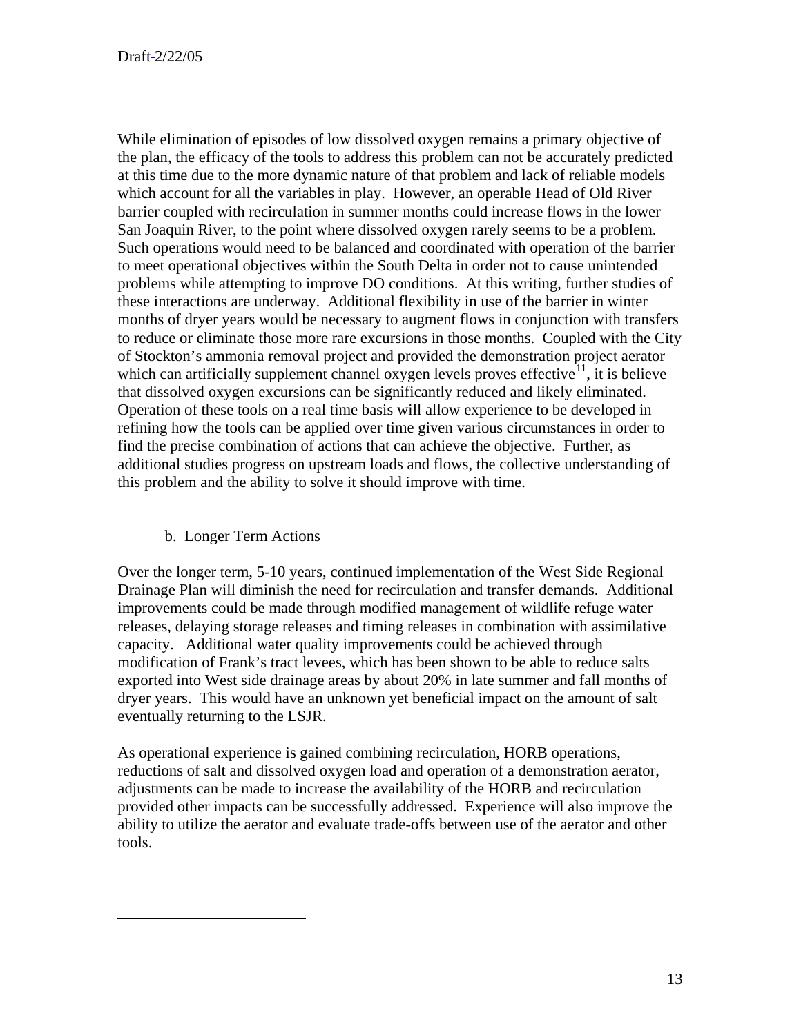While elimination of episodes of low dissolved oxygen remains a primary objective of the plan, the efficacy of the tools to address this problem can not be accurately predicted at this time due to the more dynamic nature of that problem and lack of reliable models which account for all the variables in play. However, an operable Head of Old River barrier coupled with recirculation in summer months could increase flows in the lower San Joaquin River, to the point where dissolved oxygen rarely seems to be a problem. Such operations would need to be balanced and coordinated with operation of the barrier to meet operational objectives within the South Delta in order not to cause unintended problems while attempting to improve DO conditions. At this writing, further studies of these interactions are underway. Additional flexibility in use of the barrier in winter months of dryer years would be necessary to augment flows in conjunction with transfers to reduce or eliminate those more rare excursions in those months. Coupled with the City of Stockton's ammonia removal project and provided the demonstration project aerator which can artificially supplement channel oxygen levels proves effective[11], it is believe that dissolved oxygen excursions can be significantly reduced and likely eliminated. Operation of these tools on a real time basis will allow experience to be developed in refining how the tools can be applied over time given various circumstances in order to find the precise combination of actions that can achieve the objective. Further, as additional studies progress on upstream loads and flows, the collective understanding of this problem and the ability to solve it should improve with time.

b. Longer Term Actions

Over the longer term, 5-10 years, continued implementation of the West Side Regional Drainage Plan will diminish the need for recirculation and transfer demands. Additional improvements could be made through modified management of wildlife refuge water releases, delaying storage releases and timing releases in combination with assimilative capacity. Additional water quality improvements could be achieved through modification of Frank's tract levees, which has been shown to be able to reduce salts exported into West side drainage areas by about 20% in late summer and fall months of dryer years. This would have an unknown yet beneficial impact on the amount of salt eventually returning to the LSJR.

As operational experience is gained combining recirculation, HORB operations, reductions of salt and dissolved oxygen load and operation of a demonstration aerator, adjustments can be made to increase the availability of the HORB and recirculation provided other impacts can be successfully addressed. Experience will also improve the ability to utilize the aerator and evaluate trade-offs between use of the aerator and other tools.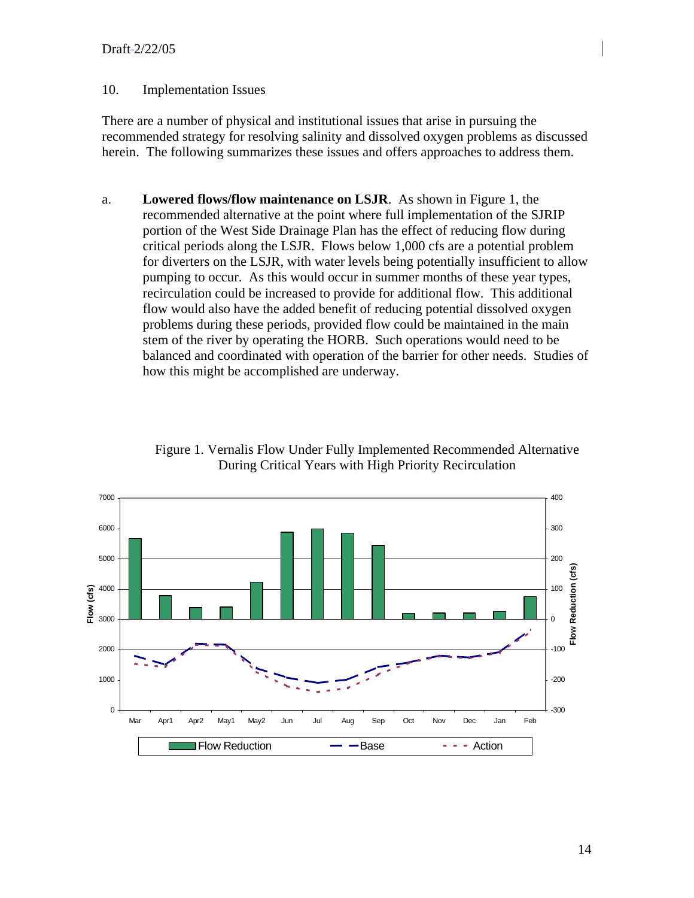Draft-2/22/05

## 10. Implementation Issues

There are a number of physical and institutional issues that arise in pursuing the recommended strategy for resolving salinity and dissolved oxygen problems as discussed herein. The following summarizes these issues and offers approaches to address them.

a. **Lowered flows/flow maintenance on LSJR**. As shown in Figure 1, the recommended alternative at the point where full implementation of the SJRIP portion of the West Side Drainage Plan has the effect of reducing flow during critical periods along the LSJR. Flows below 1,000 cfs are a potential problem for diverters on the LSJR, with water levels being potentially insufficient to allow pumping to occur. As this would occur in summer months of these year types, recirculation could be increased to provide for additional flow. This additional flow would also have the added benefit of reducing potential dissolved oxygen problems during these periods, provided flow could be maintained in the main stem of the river by operating the HORB. Such operations would need to be balanced and coordinated with operation of the barrier for other needs. Studies of how this might be accomplished are underway.

Figure 1. Vernalis Flow Under Fully Implemented Recommended Alternative During Critical Years with High Priority Recirculation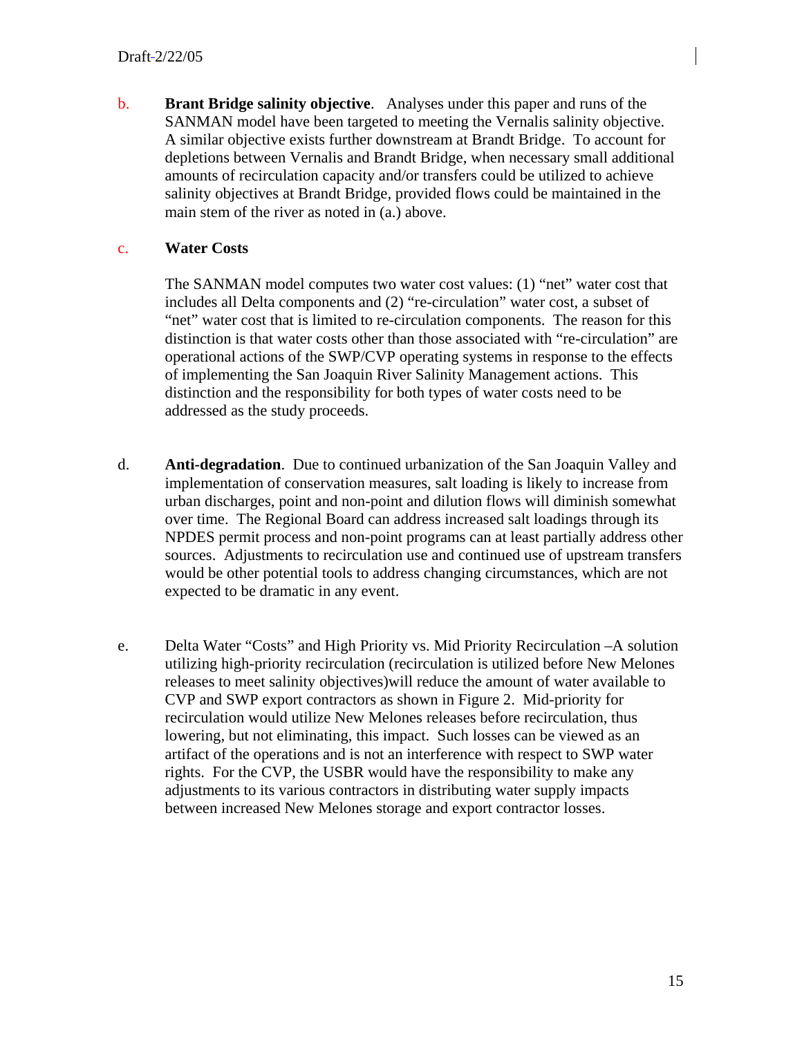b. **Brant Bridge salinity objective**. Analyses under this paper and runs of the SANMAN model have been targeted to meeting the Vernalis salinity objective. A similar objective exists further downstream at Brandt Bridge. To account for depletions between Vernalis and Brandt Bridge, when necessary small additional amounts of recirculation capacity and/or transfers could be utilized to achieve salinity objectives at Brandt Bridge, provided flows could be maintained in the main stem of the river as noted in (a.) above.

c. **Water Costs**

The SANMAN model computes two water cost values: (1) "net" water cost that includes all Delta components and (2) "re-circulation" water cost, a subset of "net" water cost that is limited to re-circulation components. The reason for this distinction is that water costs other than those associated with "re-circulation" are operational actions of the SWP/CVP operating systems in response to the effects of implementing the San Joaquin River Salinity Management actions. This distinction and the responsibility for both types of water costs need to be addressed as the study proceeds.

d. **Anti-degradation**. Due to continued urbanization of the San Joaquin Valley and implementation of conservation measures, salt loading is likely to increase from urban discharges, point and non-point and dilution flows will diminish somewhat over time. The Regional Board can address increased salt loadings through its NPDES permit process and non-point programs can at least partially address other sources. Adjustments to recirculation use and continued use of upstream transfers would be other potential tools to address changing circumstances, which are not expected to be dramatic in any event.

e. Delta Water "Costs" and High Priority vs. Mid Priority Recirculation –A solution utilizing high-priority recirculation (recirculation is utilized before New Melones releases to meet salinity objectives)will reduce the amount of water available to CVP and SWP export contractors as shown in Figure 2. Mid-priority for recirculation would utilize New Melones releases before recirculation, thus lowering, but not eliminating, this impact. Such losses can be viewed as an artifact of the operations and is not an interference with respect to SWP water rights. For the CVP, the USBR would have the responsibility to make any adjustments to its various contractors in distributing water supply impacts between increased New Melones storage and export contractor losses.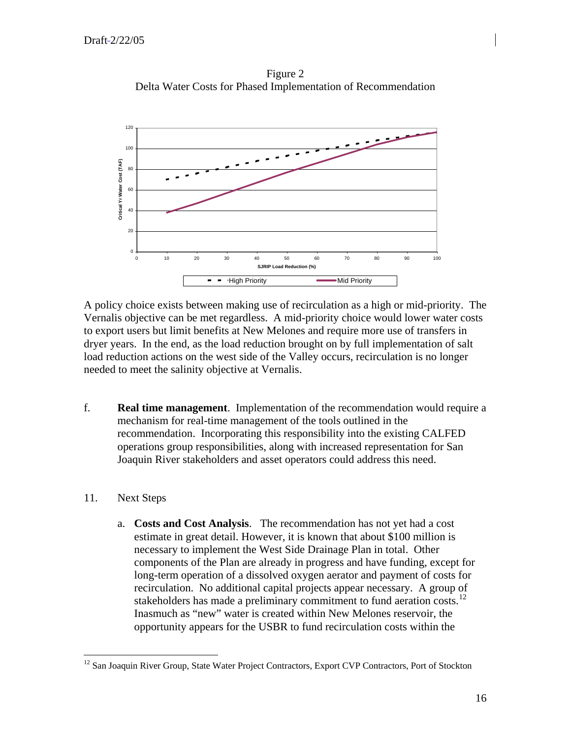Figure 2
Delta Water Costs for Phased Implementation of Recommendation

A policy choice exists between making use of recirculation as a high or mid-priority. The Vernalis objective can be met regardless. A mid-priority choice would lower water costs to export users but limit benefits at New Melones and require more use of transfers in dryer years. In the end, as the load reduction brought on by full implementation of salt load reduction actions on the west side of the Valley occurs, recirculation is no longer needed to meet the salinity objective at Vernalis.

f. **Real time management**. Implementation of the recommendation would require a mechanism for real-time management of the tools outlined in the recommendation. Incorporating this responsibility into the existing CALFED operations group responsibilities, along with increased representation for San Joaquin River stakeholders and asset operators could address this need.

11. Next Steps

a. **Costs and Cost Analysis**. The recommendation has not yet had a cost estimate in great detail. However, it is known that about $100 million is necessary to implement the West Side Drainage Plan in total. Other components of the Plan are already in progress and have funding, except for long-term operation of a dissolved oxygen aerator and payment of costs for recirculation. No additional capital projects appear necessary. A group of stakeholders has made a preliminary commitment to fund aeration costs.[12] Inasmuch as "new" water is created within New Melones reservoir, the opportunity appears for the USBR to fund recirculation costs within the

[12] San Joaquin River Group, State Water Project Contractors, Export CVP Contractors, Port of Stockton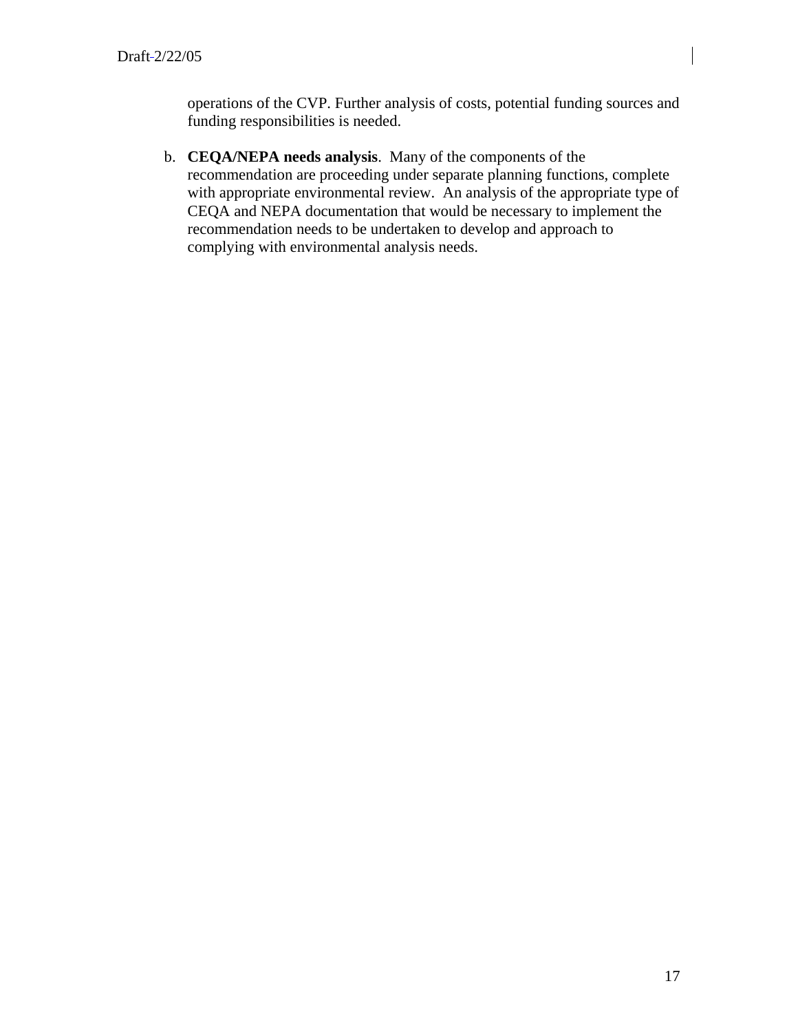operations of the CVP. Further analysis of costs, potential funding sources and funding responsibilities is needed.

b. **CEQA/NEPA needs analysis**. Many of the components of the recommendation are proceeding under separate planning functions, complete with appropriate environmental review. An analysis of the appropriate type of CEQA and NEPA documentation that would be necessary to implement the recommendation needs to be undertaken to develop and approach to complying with environmental analysis needs.